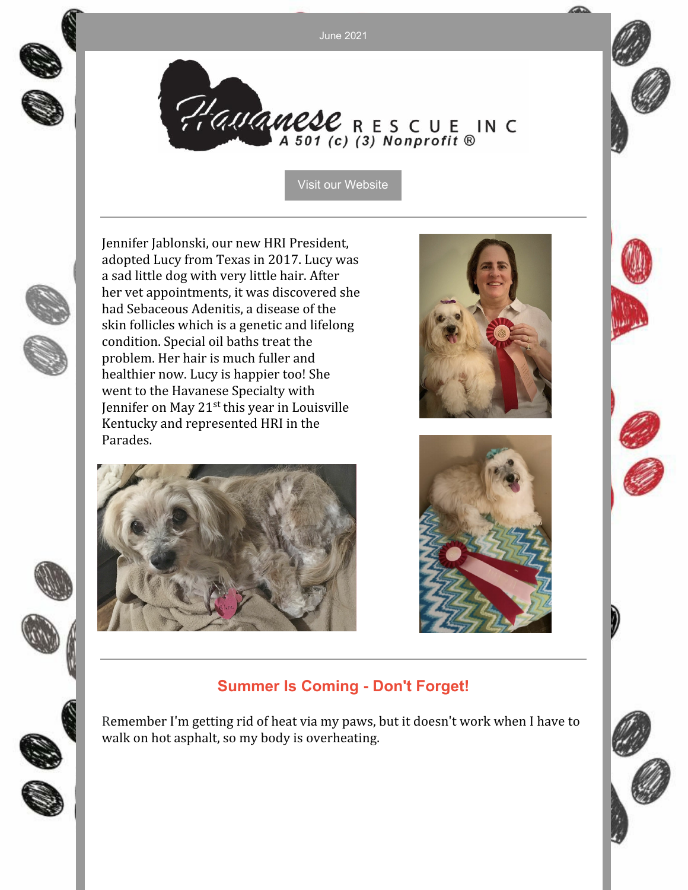June 2021

Havanese RESCUE INC

A 501 (c) (3) Nonprofit ®

Visit our Website

---

Jennifer Jablonski, our new HRI President, adopted Lucy from Texas in 2017. Lucy was a sad little dog with very little hair. After her vet appointments, it was discovered she had Sebaceous Adenitis, a disease of the skin follicles which is a genetic and lifelong condition. Special oil baths treat the problem. Her hair is much fuller and healthier now. Lucy is happier too! She went to the Havanese Specialty with Jennifer on May 21st this year in Louisville Kentucky and represented HRI in the Parades.

---

## Summer Is Coming - Don't Forget!

Remember I'm getting rid of heat via my paws, but it doesn't work when I have to walk on hot asphalt, so my body is overheating.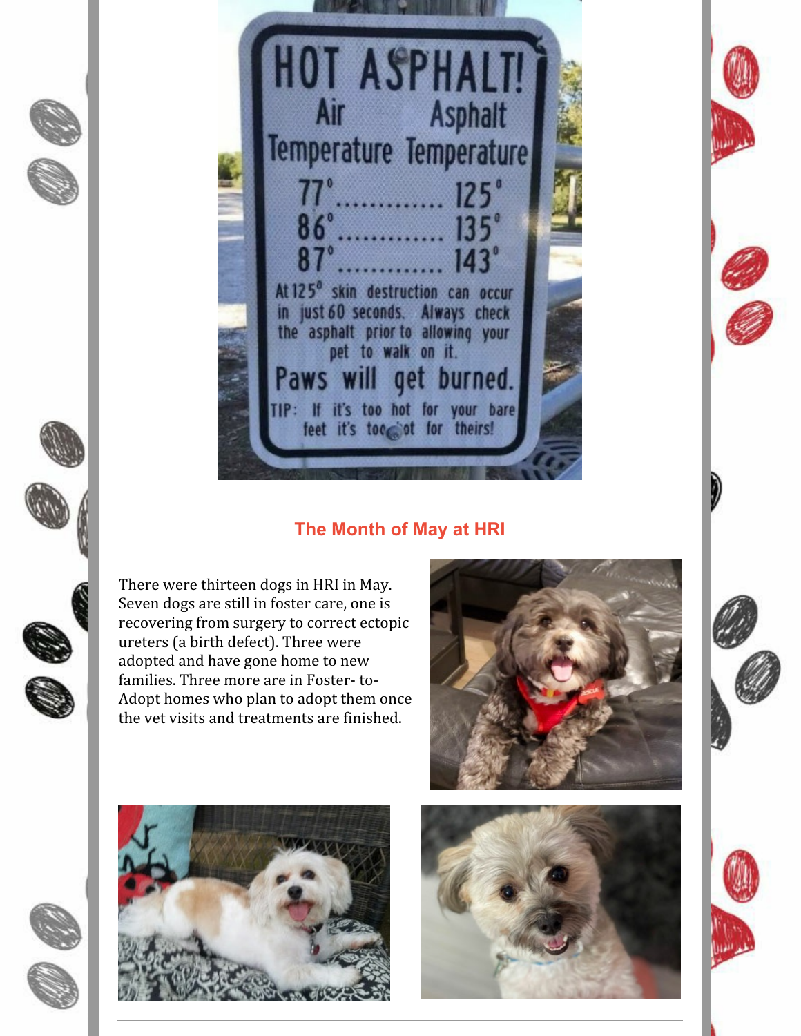HOT ASPHALT!

| Air Temperature | Asphalt Temperature |
|---|---|
| 77° | 125° |
| 86° | 135° |
| 87° | 143° |

At 125° skin destruction can occur in just 60 seconds. Always check the asphalt prior to allowing your pet to walk on it.

Paws will get burned.

TIP: If it's too hot for your bare feet it's too hot for theirs!

## The Month of May at HRI

There were thirteen dogs in HRI in May. Seven dogs are still in foster care, one is recovering from surgery to correct ectopic ureters (a birth defect). Three were adopted and have gone home to new families. Three more are in Foster- to-Adopt homes who plan to adopt them once the vet visits and treatments are finished.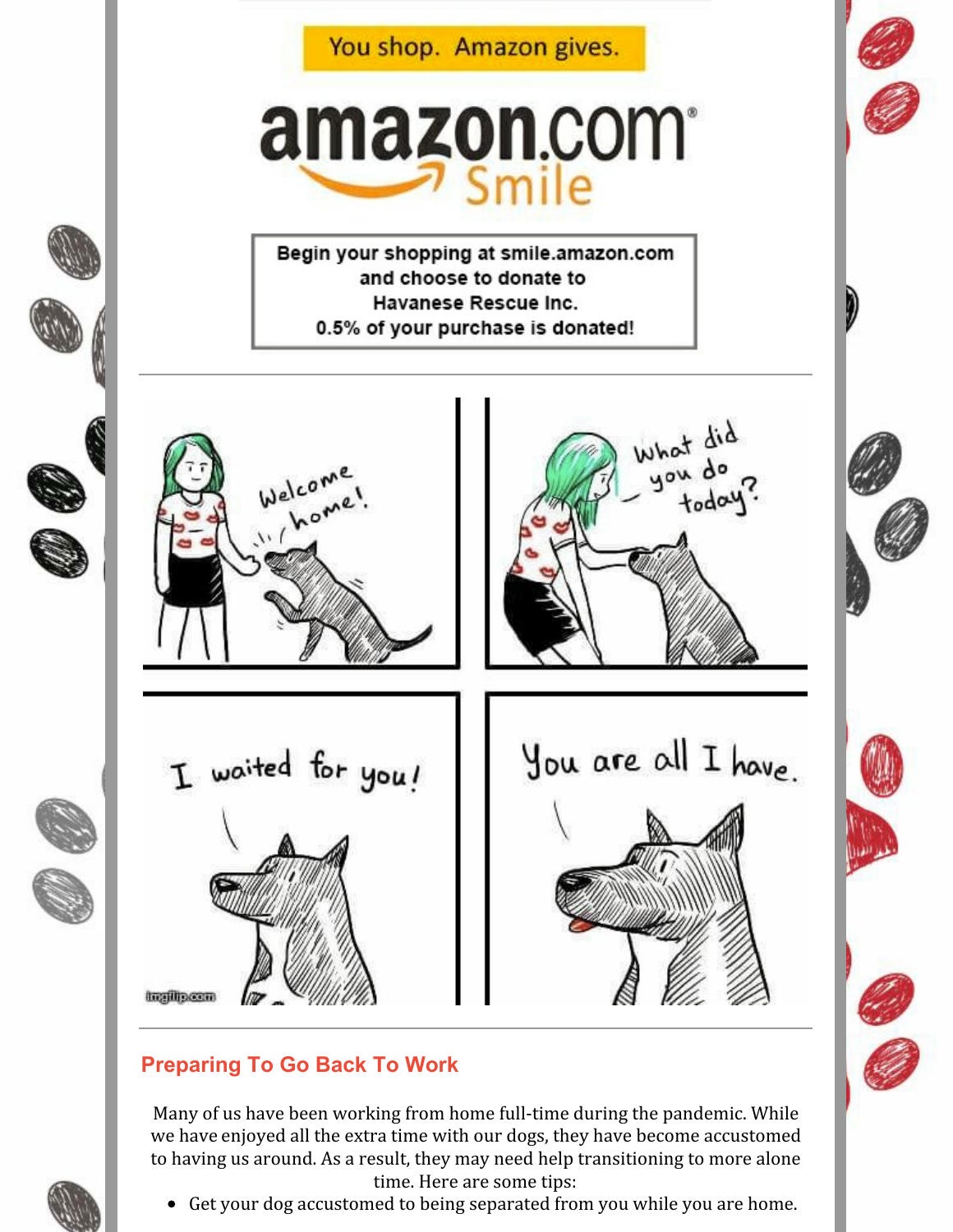You shop. Amazon gives.

amazon.com Smile

**Begin your shopping at smile.amazon.com and choose to donate to Havanese Rescue Inc. 0.5% of your purchase is donated!**

---

Welcome home!

What did you do today?

I waited for you!

You are all I have.

imgflip.com

---

## Preparing To Go Back To Work

Many of us have been working from home full-time during the pandemic. While we have enjoyed all the extra time with our dogs, they have become accustomed to having us around. As a result, they may need help transitioning to more alone time. Here are some tips:

- Get your dog accustomed to being separated from you while you are home.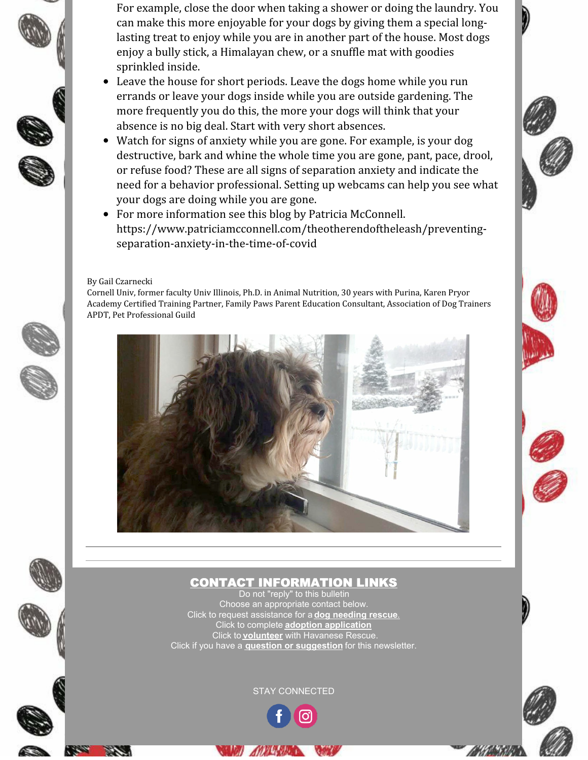For example, close the door when taking a shower or doing the laundry. You can make this more enjoyable for your dogs by giving them a special long-lasting treat to enjoy while you are in another part of the house. Most dogs enjoy a bully stick, a Himalayan chew, or a snuffle mat with goodies sprinkled inside.

- Leave the house for short periods. Leave the dogs home while you run errands or leave your dogs inside while you are outside gardening. The more frequently you do this, the more your dogs will think that your absence is no big deal. Start with very short absences.
- Watch for signs of anxiety while you are gone. For example, is your dog destructive, bark and whine the whole time you are gone, pant, pace, drool, or refuse food? These are all signs of separation anxiety and indicate the need for a behavior professional. Setting up webcams can help you see what your dogs are doing while you are gone.
- For more information see this blog by Patricia McConnell. https://www.patriciamcconnell.com/theotherendoftheleash/preventing-separation-anxiety-in-the-time-of-covid

By Gail Czarnecki
Cornell Univ, former faculty Univ Illinois, Ph.D. in Animal Nutrition, 30 years with Purina, Karen Pryor Academy Certified Training Partner, Family Paws Parent Education Consultant, Association of Dog Trainers APDT, Pet Professional Guild

---

## CONTACT INFORMATION LINKS

Do not "reply" to this bulletin
Choose an appropriate contact below.
Click to request assistance for a **dog needing rescue**.
Click to complete **adoption application**
Click to **volunteer** with Havanese Rescue.
Click if you have a **question or suggestion** for this newsletter.

STAY CONNECTED